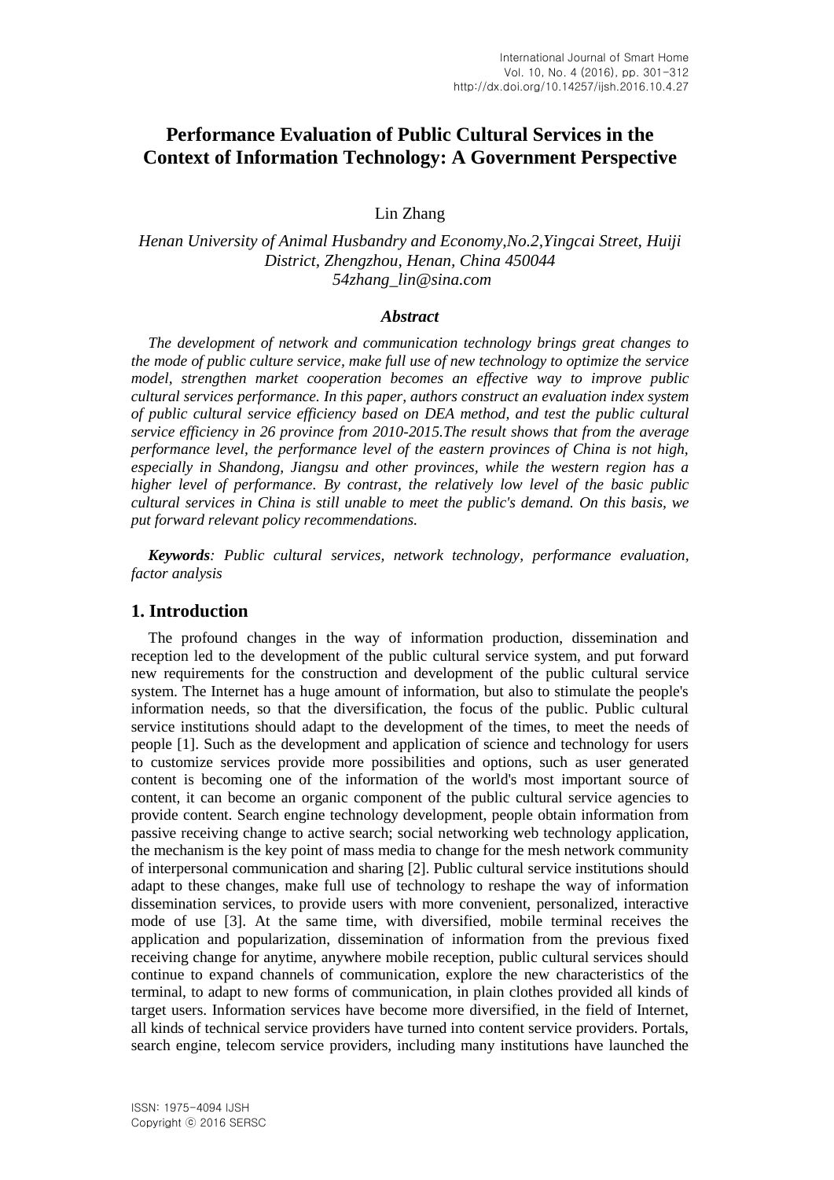# Performance Evaluation of Public Cultural Services in the Context of Information Technology: A Government Perspective

Lin Zhang

*Henan University of Animal Husbandry and Economy,No.2,Yingcai Street, Huiji District, Zhengzhou, Henan, China 450044*
*54zhang_lin@sina.com*

### *Abstract*

*The development of network and communication technology brings great changes to the mode of public culture service, make full use of new technology to optimize the service model, strengthen market cooperation becomes an effective way to improve public cultural services performance. In this paper, authors construct an evaluation index system of public cultural service efficiency based on DEA method, and test the public cultural service efficiency in 26 province from 2010-2015.The result shows that from the average performance level, the performance level of the eastern provinces of China is not high, especially in Shandong, Jiangsu and other provinces, while the western region has a higher level of performance. By contrast, the relatively low level of the basic public cultural services in China is still unable to meet the public's demand. On this basis, we put forward relevant policy recommendations.*

***Keywords****: Public cultural services, network technology, performance evaluation, factor analysis*

## 1. Introduction

The profound changes in the way of information production, dissemination and reception led to the development of the public cultural service system, and put forward new requirements for the construction and development of the public cultural service system. The Internet has a huge amount of information, but also to stimulate the people's information needs, so that the diversification, the focus of the public. Public cultural service institutions should adapt to the development of the times, to meet the needs of people [1]. Such as the development and application of science and technology for users to customize services provide more possibilities and options, such as user generated content is becoming one of the information of the world's most important source of content, it can become an organic component of the public cultural service agencies to provide content. Search engine technology development, people obtain information from passive receiving change to active search; social networking web technology application, the mechanism is the key point of mass media to change for the mesh network community of interpersonal communication and sharing [2]. Public cultural service institutions should adapt to these changes, make full use of technology to reshape the way of information dissemination services, to provide users with more convenient, personalized, interactive mode of use [3]. At the same time, with diversified, mobile terminal receives the application and popularization, dissemination of information from the previous fixed receiving change for anytime, anywhere mobile reception, public cultural services should continue to expand channels of communication, explore the new characteristics of the terminal, to adapt to new forms of communication, in plain clothes provided all kinds of target users. Information services have become more diversified, in the field of Internet, all kinds of technical service providers have turned into content service providers. Portals, search engine, telecom service providers, including many institutions have launched the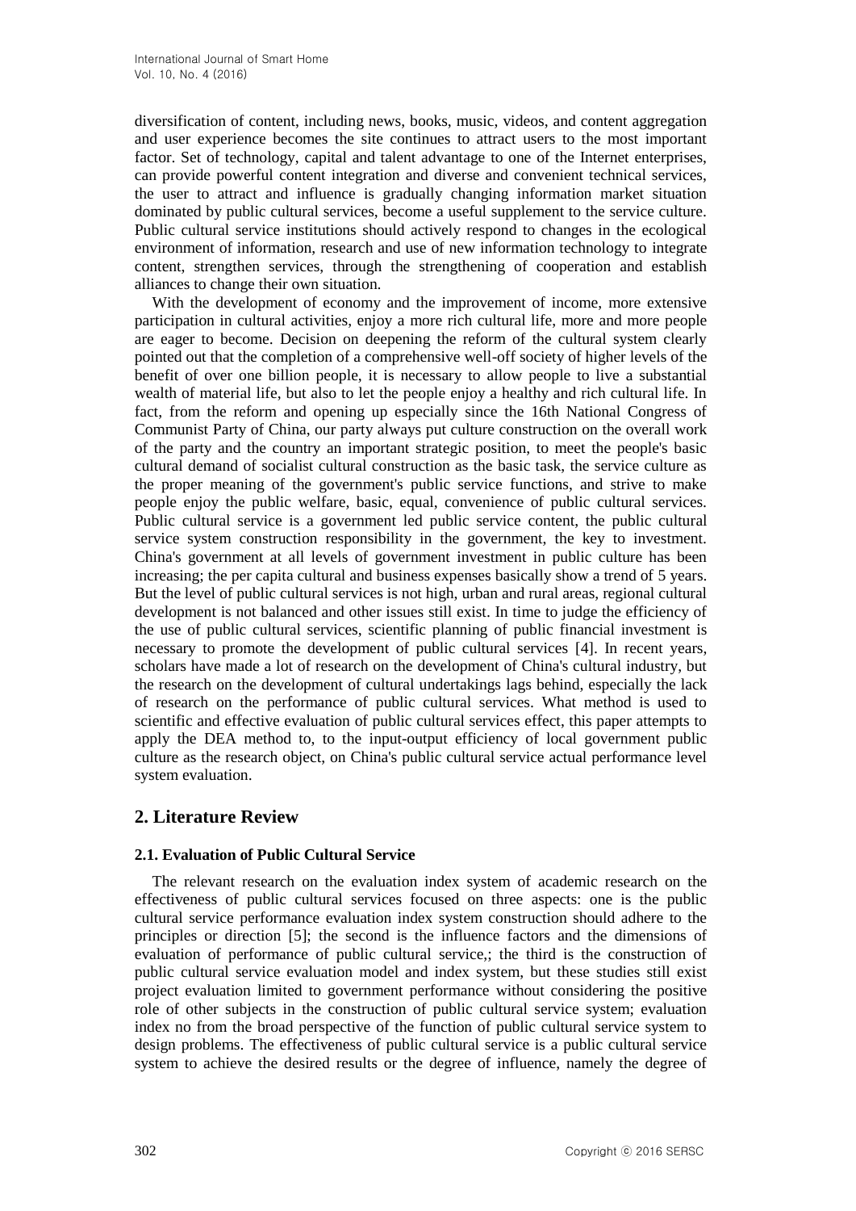diversification of content, including news, books, music, videos, and content aggregation and user experience becomes the site continues to attract users to the most important factor. Set of technology, capital and talent advantage to one of the Internet enterprises, can provide powerful content integration and diverse and convenient technical services, the user to attract and influence is gradually changing information market situation dominated by public cultural services, become a useful supplement to the service culture. Public cultural service institutions should actively respond to changes in the ecological environment of information, research and use of new information technology to integrate content, strengthen services, through the strengthening of cooperation and establish alliances to change their own situation.

With the development of economy and the improvement of income, more extensive participation in cultural activities, enjoy a more rich cultural life, more and more people are eager to become. Decision on deepening the reform of the cultural system clearly pointed out that the completion of a comprehensive well-off society of higher levels of the benefit of over one billion people, it is necessary to allow people to live a substantial wealth of material life, but also to let the people enjoy a healthy and rich cultural life. In fact, from the reform and opening up especially since the 16th National Congress of Communist Party of China, our party always put culture construction on the overall work of the party and the country an important strategic position, to meet the people's basic cultural demand of socialist cultural construction as the basic task, the service culture as the proper meaning of the government's public service functions, and strive to make people enjoy the public welfare, basic, equal, convenience of public cultural services. Public cultural service is a government led public service content, the public cultural service system construction responsibility in the government, the key to investment. China's government at all levels of government investment in public culture has been increasing; the per capita cultural and business expenses basically show a trend of 5 years. But the level of public cultural services is not high, urban and rural areas, regional cultural development is not balanced and other issues still exist. In time to judge the efficiency of the use of public cultural services, scientific planning of public financial investment is necessary to promote the development of public cultural services [4]. In recent years, scholars have made a lot of research on the development of China's cultural industry, but the research on the development of cultural undertakings lags behind, especially the lack of research on the performance of public cultural services. What method is used to scientific and effective evaluation of public cultural services effect, this paper attempts to apply the DEA method to, to the input-output efficiency of local government public culture as the research object, on China's public cultural service actual performance level system evaluation.

## 2. Literature Review

### 2.1. Evaluation of Public Cultural Service

The relevant research on the evaluation index system of academic research on the effectiveness of public cultural services focused on three aspects: one is the public cultural service performance evaluation index system construction should adhere to the principles or direction [5]; the second is the influence factors and the dimensions of evaluation of performance of public cultural service,; the third is the construction of public cultural service evaluation model and index system, but these studies still exist project evaluation limited to government performance without considering the positive role of other subjects in the construction of public cultural service system; evaluation index no from the broad perspective of the function of public cultural service system to design problems. The effectiveness of public cultural service is a public cultural service system to achieve the desired results or the degree of influence, namely the degree of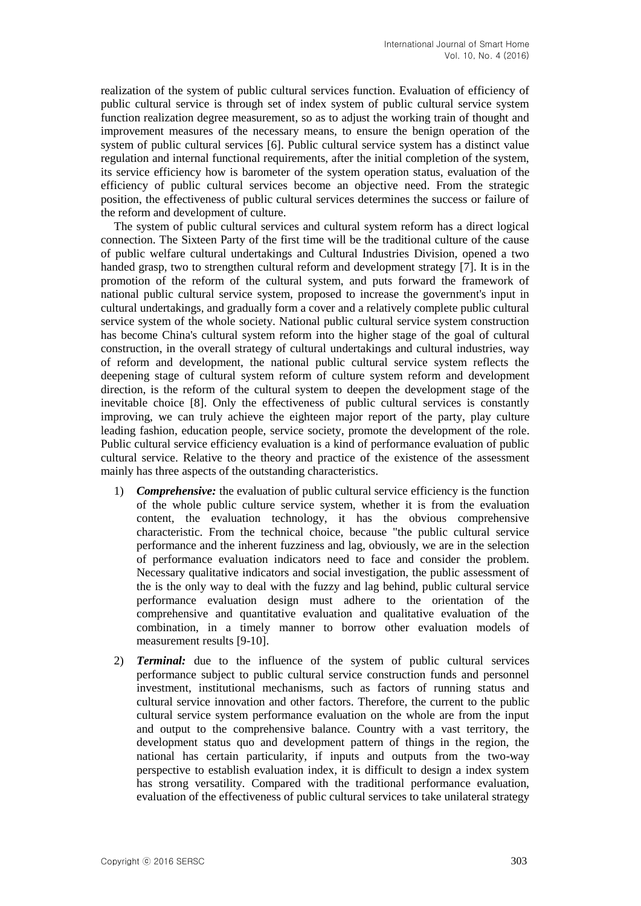realization of the system of public cultural services function. Evaluation of efficiency of public cultural service is through set of index system of public cultural service system function realization degree measurement, so as to adjust the working train of thought and improvement measures of the necessary means, to ensure the benign operation of the system of public cultural services [6]. Public cultural service system has a distinct value regulation and internal functional requirements, after the initial completion of the system, its service efficiency how is barometer of the system operation status, evaluation of the efficiency of public cultural services become an objective need. From the strategic position, the effectiveness of public cultural services determines the success or failure of the reform and development of culture.

The system of public cultural services and cultural system reform has a direct logical connection. The Sixteen Party of the first time will be the traditional culture of the cause of public welfare cultural undertakings and Cultural Industries Division, opened a two handed grasp, two to strengthen cultural reform and development strategy [7]. It is in the promotion of the reform of the cultural system, and puts forward the framework of national public cultural service system, proposed to increase the government's input in cultural undertakings, and gradually form a cover and a relatively complete public cultural service system of the whole society. National public cultural service system construction has become China's cultural system reform into the higher stage of the goal of cultural construction, in the overall strategy of cultural undertakings and cultural industries, way of reform and development, the national public cultural service system reflects the deepening stage of cultural system reform of culture system reform and development direction, is the reform of the cultural system to deepen the development stage of the inevitable choice [8]. Only the effectiveness of public cultural services is constantly improving, we can truly achieve the eighteen major report of the party, play culture leading fashion, education people, service society, promote the development of the role. Public cultural service efficiency evaluation is a kind of performance evaluation of public cultural service. Relative to the theory and practice of the existence of the assessment mainly has three aspects of the outstanding characteristics.

1) ***Comprehensive:*** the evaluation of public cultural service efficiency is the function of the whole public culture service system, whether it is from the evaluation content, the evaluation technology, it has the obvious comprehensive characteristic. From the technical choice, because "the public cultural service performance and the inherent fuzziness and lag, obviously, we are in the selection of performance evaluation indicators need to face and consider the problem. Necessary qualitative indicators and social investigation, the public assessment of the is the only way to deal with the fuzzy and lag behind, public cultural service performance evaluation design must adhere to the orientation of the comprehensive and quantitative evaluation and qualitative evaluation of the combination, in a timely manner to borrow other evaluation models of measurement results [9-10].

2) ***Terminal:*** due to the influence of the system of public cultural services performance subject to public cultural service construction funds and personnel investment, institutional mechanisms, such as factors of running status and cultural service innovation and other factors. Therefore, the current to the public cultural service system performance evaluation on the whole are from the input and output to the comprehensive balance. Country with a vast territory, the development status quo and development pattern of things in the region, the national has certain particularity, if inputs and outputs from the two-way perspective to establish evaluation index, it is difficult to design a index system has strong versatility. Compared with the traditional performance evaluation, evaluation of the effectiveness of public cultural services to take unilateral strategy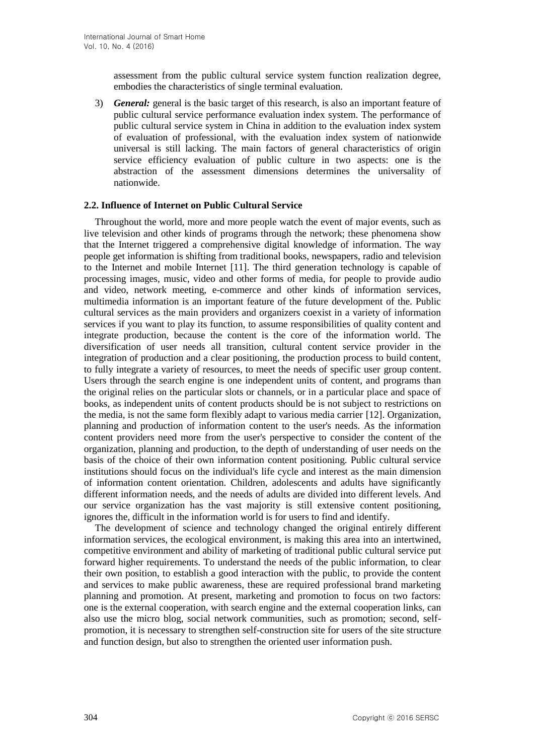assessment from the public cultural service system function realization degree, embodies the characteristics of single terminal evaluation.

3) ***General:*** general is the basic target of this research, is also an important feature of public cultural service performance evaluation index system. The performance of public cultural service system in China in addition to the evaluation index system of evaluation of professional, with the evaluation index system of nationwide universal is still lacking. The main factors of general characteristics of origin service efficiency evaluation of public culture in two aspects: one is the abstraction of the assessment dimensions determines the universality of nationwide.

### 2.2. Influence of Internet on Public Cultural Service

Throughout the world, more and more people watch the event of major events, such as live television and other kinds of programs through the network; these phenomena show that the Internet triggered a comprehensive digital knowledge of information. The way people get information is shifting from traditional books, newspapers, radio and television to the Internet and mobile Internet [11]. The third generation technology is capable of processing images, music, video and other forms of media, for people to provide audio and video, network meeting, e-commerce and other kinds of information services, multimedia information is an important feature of the future development of the. Public cultural services as the main providers and organizers coexist in a variety of information services if you want to play its function, to assume responsibilities of quality content and integrate production, because the content is the core of the information world. The diversification of user needs all transition, cultural content service provider in the integration of production and a clear positioning, the production process to build content, to fully integrate a variety of resources, to meet the needs of specific user group content. Users through the search engine is one independent units of content, and programs than the original relies on the particular slots or channels, or in a particular place and space of books, as independent units of content products should be is not subject to restrictions on the media, is not the same form flexibly adapt to various media carrier [12]. Organization, planning and production of information content to the user's needs. As the information content providers need more from the user's perspective to consider the content of the organization, planning and production, to the depth of understanding of user needs on the basis of the choice of their own information content positioning. Public cultural service institutions should focus on the individual's life cycle and interest as the main dimension of information content orientation. Children, adolescents and adults have significantly different information needs, and the needs of adults are divided into different levels. And our service organization has the vast majority is still extensive content positioning, ignores the, difficult in the information world is for users to find and identify.

The development of science and technology changed the original entirely different information services, the ecological environment, is making this area into an intertwined, competitive environment and ability of marketing of traditional public cultural service put forward higher requirements. To understand the needs of the public information, to clear their own position, to establish a good interaction with the public, to provide the content and services to make public awareness, these are required professional brand marketing planning and promotion. At present, marketing and promotion to focus on two factors: one is the external cooperation, with search engine and the external cooperation links, can also use the micro blog, social network communities, such as promotion; second, self-promotion, it is necessary to strengthen self-construction site for users of the site structure and function design, but also to strengthen the oriented user information push.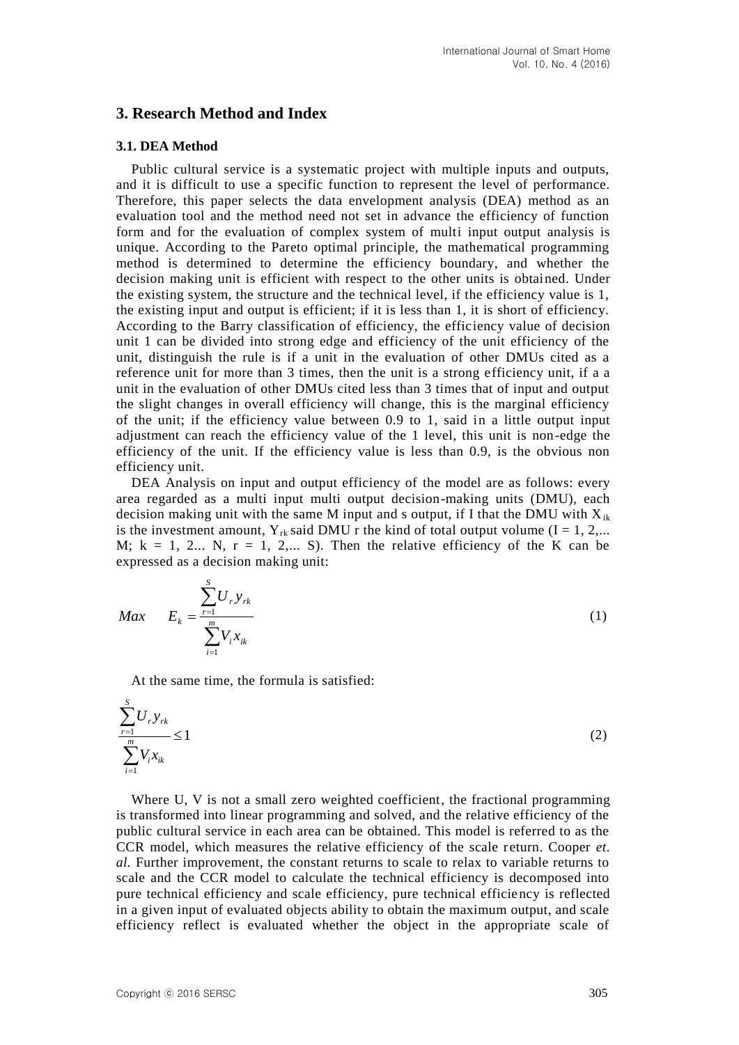## 3. Research Method and Index

### 3.1. DEA Method

Public cultural service is a systematic project with multiple inputs and outputs, and it is difficult to use a specific function to represent the level of performance. Therefore, this paper selects the data envelopment analysis (DEA) method as an evaluation tool and the method need not set in advance the efficiency of function form and for the evaluation of complex system of multi input output analysis is unique. According to the Pareto optimal principle, the mathematical programming method is determined to determine the efficiency boundary, and whether the decision making unit is efficient with respect to the other units is obtained. Under the existing system, the structure and the technical level, if the efficiency value is 1, the existing input and output is efficient; if it is less than 1, it is short of efficiency. According to the Barry classification of efficiency, the efficiency value of decision unit 1 can be divided into strong edge and efficiency of the unit efficiency of the unit, distinguish the rule is if a unit in the evaluation of other DMUs cited as a reference unit for more than 3 times, then the unit is a strong efficiency unit, if a a unit in the evaluation of other DMUs cited less than 3 times that of input and output the slight changes in overall efficiency will change, this is the marginal efficiency of the unit; if the efficiency value between 0.9 to 1, said in a little output input adjustment can reach the efficiency value of the 1 level, this unit is non-edge the efficiency of the unit. If the efficiency value is less than 0.9, is the obvious non efficiency unit.

DEA Analysis on input and output efficiency of the model are as follows: every area regarded as a multi input multi output decision-making units (DMU), each decision making unit with the same M input and s output, if I that the DMU with $X_{ik}$ is the investment amount, $Y_{rk}$ said DMU r the kind of total output volume (I = 1, 2,... M; k = 1, 2... N, r = 1, 2,... S). Then the relative efficiency of the K can be expressed as a decision making unit:

$$Max \qquad E_k = \frac{\sum_{r=1}^{S} U_r y_{rk}}{\sum_{i=1}^{m} V_i x_{ik}} \tag{1}$$

At the same time, the formula is satisfied:

$$\frac{\sum_{r=1}^{S} U_r y_{rk}}{\sum_{i=1}^{m} V_i x_{ik}} \leq 1 \tag{2}$$

Where U, V is not a small zero weighted coefficient, the fractional programming is transformed into linear programming and solved, and the relative efficiency of the public cultural service in each area can be obtained. This model is referred to as the CCR model, which measures the relative efficiency of the scale return. Cooper *et. al.* Further improvement, the constant returns to scale to relax to variable returns to scale and the CCR model to calculate the technical efficiency is decomposed into pure technical efficiency and scale efficiency, pure technical efficiency is reflected in a given input of evaluated objects ability to obtain the maximum output, and scale efficiency reflect is evaluated whether the object in the appropriate scale of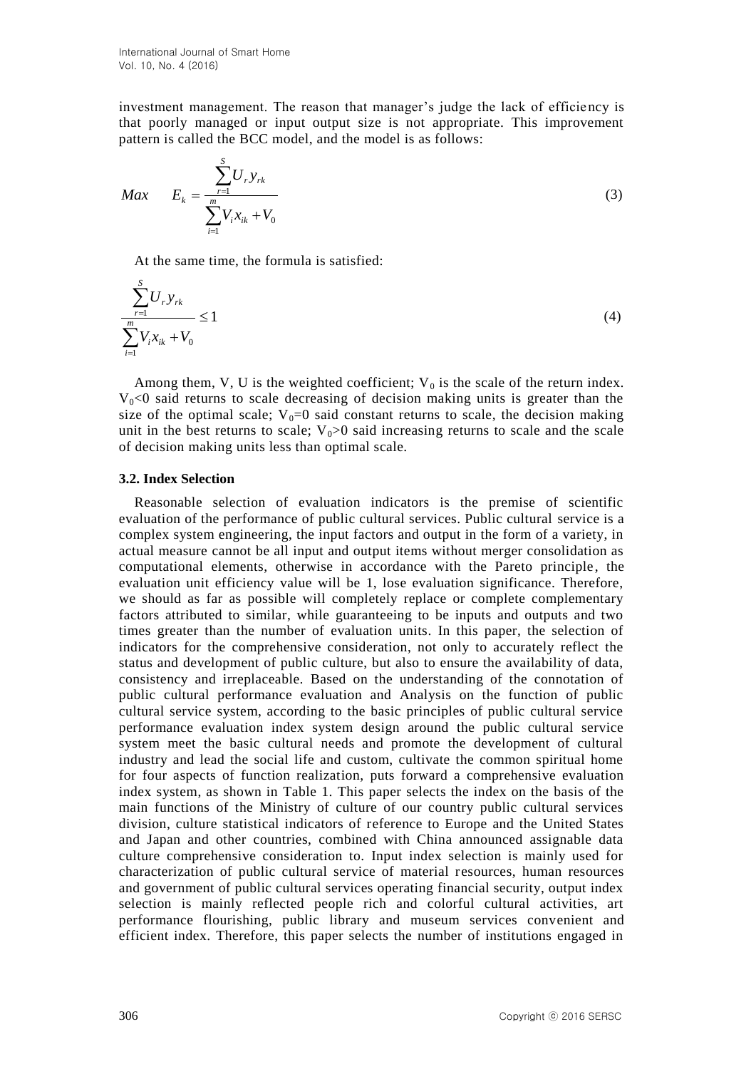investment management. The reason that manager's judge the lack of efficiency is that poorly managed or input output size is not appropriate. This improvement pattern is called the BCC model, and the model is as follows:

$$Max \qquad E_k = \frac{\sum_{r=1}^{S} U_r y_{rk}}{\sum_{i=1}^{m} V_i x_{ik} + V_0} \tag{3}$$

At the same time, the formula is satisfied:

$$\frac{\sum_{r=1}^{S} U_r y_{rk}}{\sum_{i=1}^{m} V_i x_{ik} + V_0} \leq 1 \tag{4}$$

Among them, V, U is the weighted coefficient; $V_0$ is the scale of the return index. $V_0<0$ said returns to scale decreasing of decision making units is greater than the size of the optimal scale; $V_0=0$ said constant returns to scale, the decision making unit in the best returns to scale; $V_0>0$ said increasing returns to scale and the scale of decision making units less than optimal scale.

### 3.2. Index Selection

Reasonable selection of evaluation indicators is the premise of scientific evaluation of the performance of public cultural services. Public cultural service is a complex system engineering, the input factors and output in the form of a variety, in actual measure cannot be all input and output items without merger consolidation as computational elements, otherwise in accordance with the Pareto principle, the evaluation unit efficiency value will be 1, lose evaluation significance. Therefore, we should as far as possible will completely replace or complete complementary factors attributed to similar, while guaranteeing to be inputs and outputs and two times greater than the number of evaluation units. In this paper, the selection of indicators for the comprehensive consideration, not only to accurately reflect the status and development of public culture, but also to ensure the availability of data, consistency and irreplaceable. Based on the understanding of the connotation of public cultural performance evaluation and Analysis on the function of public cultural service system, according to the basic principles of public cultural service performance evaluation index system design around the public cultural service system meet the basic cultural needs and promote the development of cultural industry and lead the social life and custom, cultivate the common spiritual home for four aspects of function realization, puts forward a comprehensive evaluation index system, as shown in Table 1. This paper selects the index on the basis of the main functions of the Ministry of culture of our country public cultural services division, culture statistical indicators of reference to Europe and the United States and Japan and other countries, combined with China announced assignable data culture comprehensive consideration to. Input index selection is mainly used for characterization of public cultural service of material resources, human resources and government of public cultural services operating financial security, output index selection is mainly reflected people rich and colorful cultural activities, art performance flourishing, public library and museum services convenient and efficient index. Therefore, this paper selects the number of institutions engaged in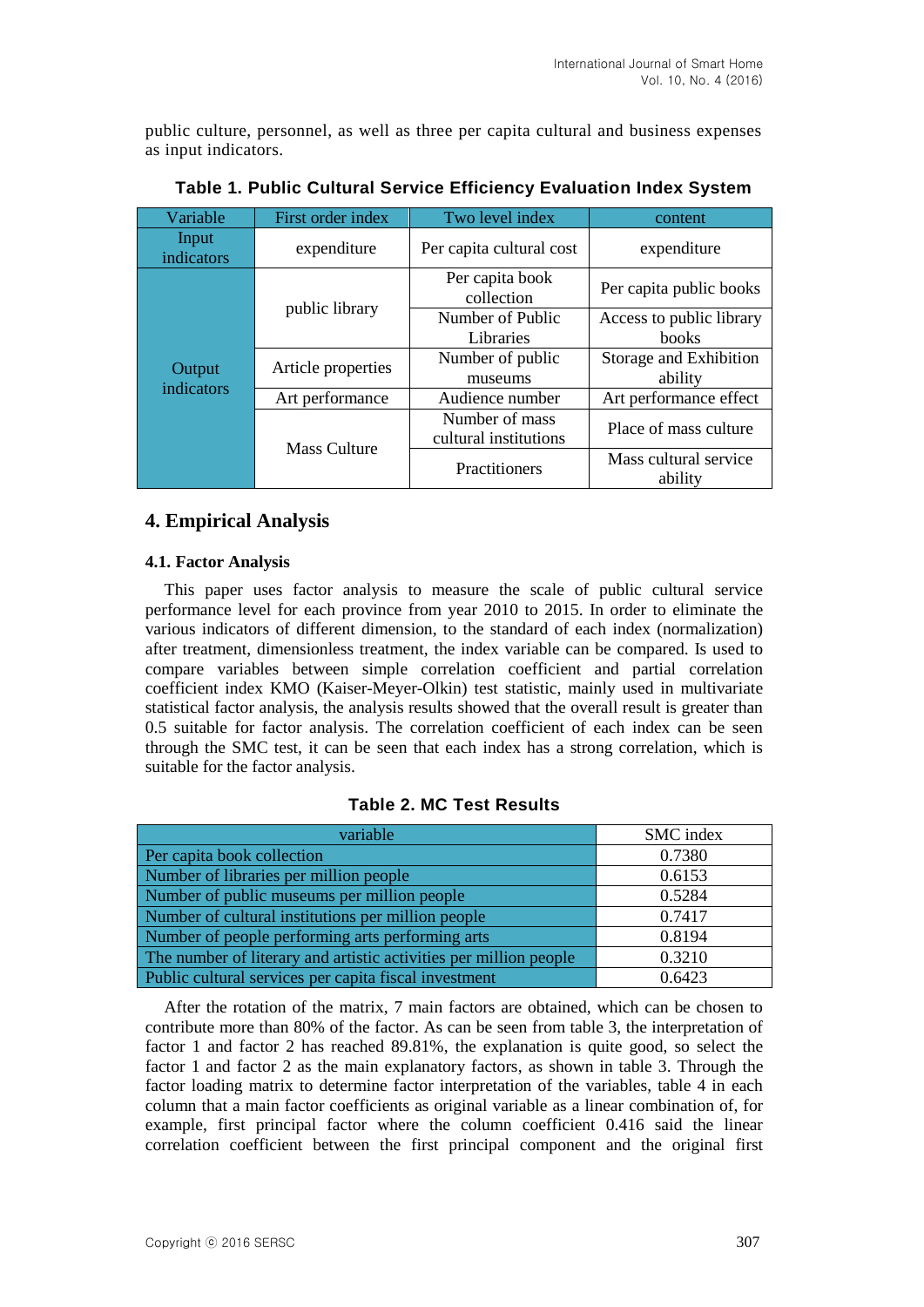public culture, personnel, as well as three per capita cultural and business expenses as input indicators.

**Table 1. Public Cultural Service Efficiency Evaluation Index System**

| Variable | First order index | Two level index | content |
|---|---|---|---|
| Input indicators | expenditure | Per capita cultural cost | expenditure |
| Output indicators | public library | Per capita book collection | Per capita public books |
| | | Number of Public Libraries | Access to public library books |
| | Article properties | Number of public museums | Storage and Exhibition ability |
| | Art performance | Audience number | Art performance effect |
| | Mass Culture | Number of mass cultural institutions | Place of mass culture |
| | | Practitioners | Mass cultural service ability |

## 4. Empirical Analysis

### 4.1. Factor Analysis

This paper uses factor analysis to measure the scale of public cultural service performance level for each province from year 2010 to 2015. In order to eliminate the various indicators of different dimension, to the standard of each index (normalization) after treatment, dimensionless treatment, the index variable can be compared. Is used to compare variables between simple correlation coefficient and partial correlation coefficient index KMO (Kaiser-Meyer-Olkin) test statistic, mainly used in multivariate statistical factor analysis, the analysis results showed that the overall result is greater than 0.5 suitable for factor analysis. The correlation coefficient of each index can be seen through the SMC test, it can be seen that each index has a strong correlation, which is suitable for the factor analysis.

**Table 2. MC Test Results**

| variable | SMC index |
|---|---|
| Per capita book collection | 0.7380 |
| Number of libraries per million people | 0.6153 |
| Number of public museums per million people | 0.5284 |
| Number of cultural institutions per million people | 0.7417 |
| Number of people performing arts performing arts | 0.8194 |
| The number of literary and artistic activities per million people | 0.3210 |
| Public cultural services per capita fiscal investment | 0.6423 |

After the rotation of the matrix, 7 main factors are obtained, which can be chosen to contribute more than 80% of the factor. As can be seen from table 3, the interpretation of factor 1 and factor 2 has reached 89.81%, the explanation is quite good, so select the factor 1 and factor 2 as the main explanatory factors, as shown in table 3. Through the factor loading matrix to determine factor interpretation of the variables, table 4 in each column that a main factor coefficients as original variable as a linear combination of, for example, first principal factor where the column coefficient 0.416 said the linear correlation coefficient between the first principal component and the original first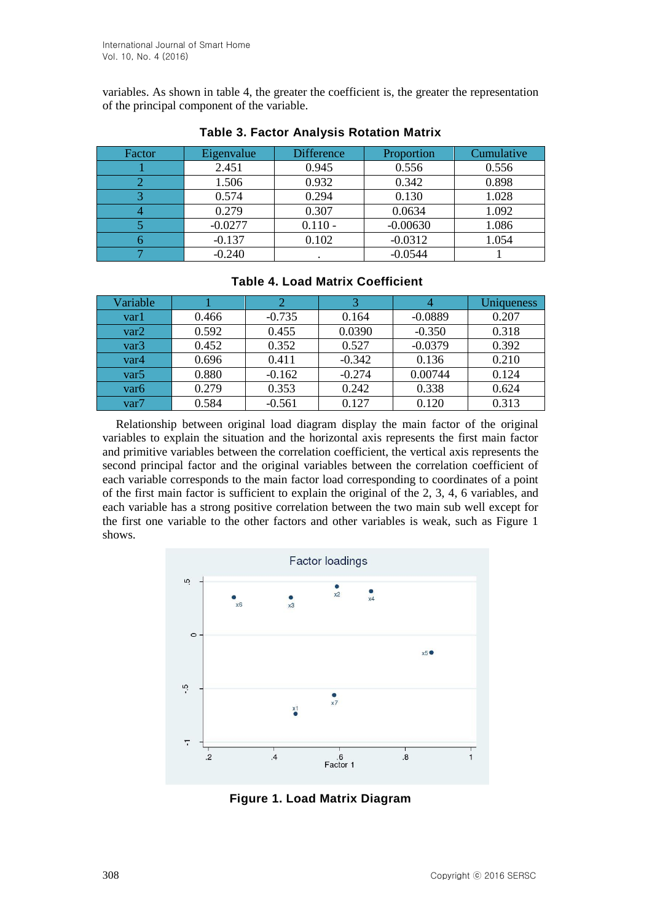variables. As shown in table 4, the greater the coefficient is, the greater the representation of the principal component of the variable.

**Table 3. Factor Analysis Rotation Matrix**

| Factor | Eigenvalue | Difference | Proportion | Cumulative |
|---|---|---|---|---|
| 1 | 2.451 | 0.945 | 0.556 | 0.556 |
| 2 | 1.506 | 0.932 | 0.342 | 0.898 |
| 3 | 0.574 | 0.294 | 0.130 | 1.028 |
| 4 | 0.279 | 0.307 | 0.0634 | 1.092 |
| 5 | -0.0277 | 0.110 - | -0.00630 | 1.086 |
| 6 | -0.137 | 0.102 | -0.0312 | 1.054 |
| 7 | -0.240 | . | -0.0544 | 1 |

**Table 4. Load Matrix Coefficient**

| Variable | 1 | 2 | 3 | 4 | Uniqueness |
|---|---|---|---|---|---|
| var1 | 0.466 | -0.735 | 0.164 | -0.0889 | 0.207 |
| var2 | 0.592 | 0.455 | 0.0390 | -0.350 | 0.318 |
| var3 | 0.452 | 0.352 | 0.527 | -0.0379 | 0.392 |
| var4 | 0.696 | 0.411 | -0.342 | 0.136 | 0.210 |
| var5 | 0.880 | -0.162 | -0.274 | 0.00744 | 0.124 |
| var6 | 0.279 | 0.353 | 0.242 | 0.338 | 0.624 |
| var7 | 0.584 | -0.561 | 0.127 | 0.120 | 0.313 |

Relationship between original load diagram display the main factor of the original variables to explain the situation and the horizontal axis represents the first main factor and primitive variables between the correlation coefficient, the vertical axis represents the second principal factor and the original variables between the correlation coefficient of each variable corresponds to the main factor load corresponding to coordinates of a point of the first main factor is sufficient to explain the original of the 2, 3, 4, 6 variables, and each variable has a strong positive correlation between the two main sub well except for the first one variable to the other factors and other variables is weak, such as Figure 1 shows.

**Figure 1. Load Matrix Diagram**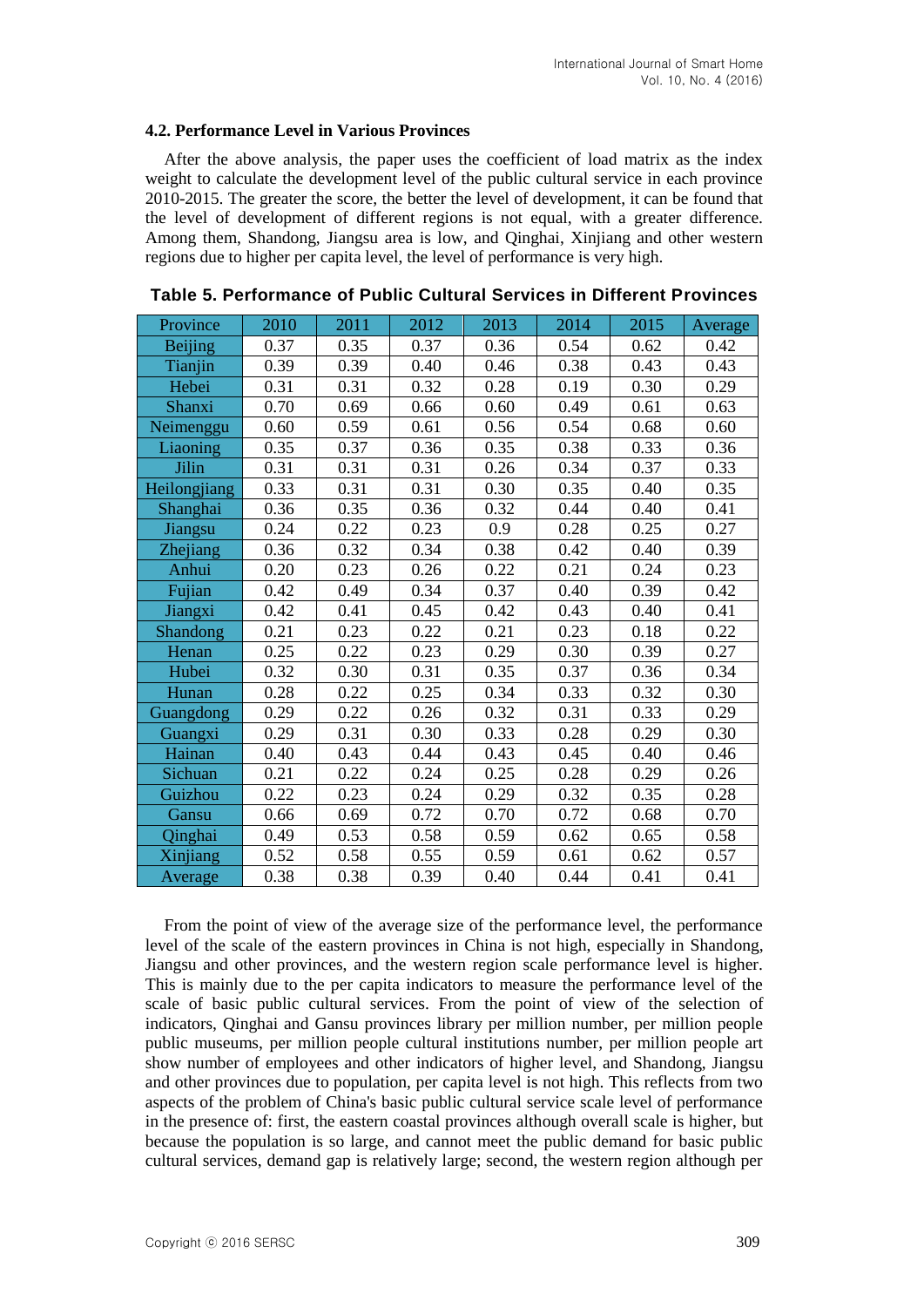### 4.2. Performance Level in Various Provinces

After the above analysis, the paper uses the coefficient of load matrix as the index weight to calculate the development level of the public cultural service in each province 2010-2015. The greater the score, the better the level of development, it can be found that the level of development of different regions is not equal, with a greater difference. Among them, Shandong, Jiangsu area is low, and Qinghai, Xinjiang and other western regions due to higher per capita level, the level of performance is very high.

**Table 5. Performance of Public Cultural Services in Different Provinces**

| Province | 2010 | 2011 | 2012 | 2013 | 2014 | 2015 | Average |
|---|---|---|---|---|---|---|---|
| Beijing | 0.37 | 0.35 | 0.37 | 0.36 | 0.54 | 0.62 | 0.42 |
| Tianjin | 0.39 | 0.39 | 0.40 | 0.46 | 0.38 | 0.43 | 0.43 |
| Hebei | 0.31 | 0.31 | 0.32 | 0.28 | 0.19 | 0.30 | 0.29 |
| Shanxi | 0.70 | 0.69 | 0.66 | 0.60 | 0.49 | 0.61 | 0.63 |
| Neimenggu | 0.60 | 0.59 | 0.61 | 0.56 | 0.54 | 0.68 | 0.60 |
| Liaoning | 0.35 | 0.37 | 0.36 | 0.35 | 0.38 | 0.33 | 0.36 |
| Jilin | 0.31 | 0.31 | 0.31 | 0.26 | 0.34 | 0.37 | 0.33 |
| Heilongjiang | 0.33 | 0.31 | 0.31 | 0.30 | 0.35 | 0.40 | 0.35 |
| Shanghai | 0.36 | 0.35 | 0.36 | 0.32 | 0.44 | 0.40 | 0.41 |
| Jiangsu | 0.24 | 0.22 | 0.23 | 0.9 | 0.28 | 0.25 | 0.27 |
| Zhejiang | 0.36 | 0.32 | 0.34 | 0.38 | 0.42 | 0.40 | 0.39 |
| Anhui | 0.20 | 0.23 | 0.26 | 0.22 | 0.21 | 0.24 | 0.23 |
| Fujian | 0.42 | 0.49 | 0.34 | 0.37 | 0.40 | 0.39 | 0.42 |
| Jiangxi | 0.42 | 0.41 | 0.45 | 0.42 | 0.43 | 0.40 | 0.41 |
| Shandong | 0.21 | 0.23 | 0.22 | 0.21 | 0.23 | 0.18 | 0.22 |
| Henan | 0.25 | 0.22 | 0.23 | 0.29 | 0.30 | 0.39 | 0.27 |
| Hubei | 0.32 | 0.30 | 0.31 | 0.35 | 0.37 | 0.36 | 0.34 |
| Hunan | 0.28 | 0.22 | 0.25 | 0.34 | 0.33 | 0.32 | 0.30 |
| Guangdong | 0.29 | 0.22 | 0.26 | 0.32 | 0.31 | 0.33 | 0.29 |
| Guangxi | 0.29 | 0.31 | 0.30 | 0.33 | 0.28 | 0.29 | 0.30 |
| Hainan | 0.40 | 0.43 | 0.44 | 0.43 | 0.45 | 0.40 | 0.46 |
| Sichuan | 0.21 | 0.22 | 0.24 | 0.25 | 0.28 | 0.29 | 0.26 |
| Guizhou | 0.22 | 0.23 | 0.24 | 0.29 | 0.32 | 0.35 | 0.28 |
| Gansu | 0.66 | 0.69 | 0.72 | 0.70 | 0.72 | 0.68 | 0.70 |
| Qinghai | 0.49 | 0.53 | 0.58 | 0.59 | 0.62 | 0.65 | 0.58 |
| Xinjiang | 0.52 | 0.58 | 0.55 | 0.59 | 0.61 | 0.62 | 0.57 |
| Average | 0.38 | 0.38 | 0.39 | 0.40 | 0.44 | 0.41 | 0.41 |

From the point of view of the average size of the performance level, the performance level of the scale of the eastern provinces in China is not high, especially in Shandong, Jiangsu and other provinces, and the western region scale performance level is higher. This is mainly due to the per capita indicators to measure the performance level of the scale of basic public cultural services. From the point of view of the selection of indicators, Qinghai and Gansu provinces library per million number, per million people public museums, per million people cultural institutions number, per million people art show number of employees and other indicators of higher level, and Shandong, Jiangsu and other provinces due to population, per capita level is not high. This reflects from two aspects of the problem of China's basic public cultural service scale level of performance in the presence of: first, the eastern coastal provinces although overall scale is higher, but because the population is so large, and cannot meet the public demand for basic public cultural services, demand gap is relatively large; second, the western region although per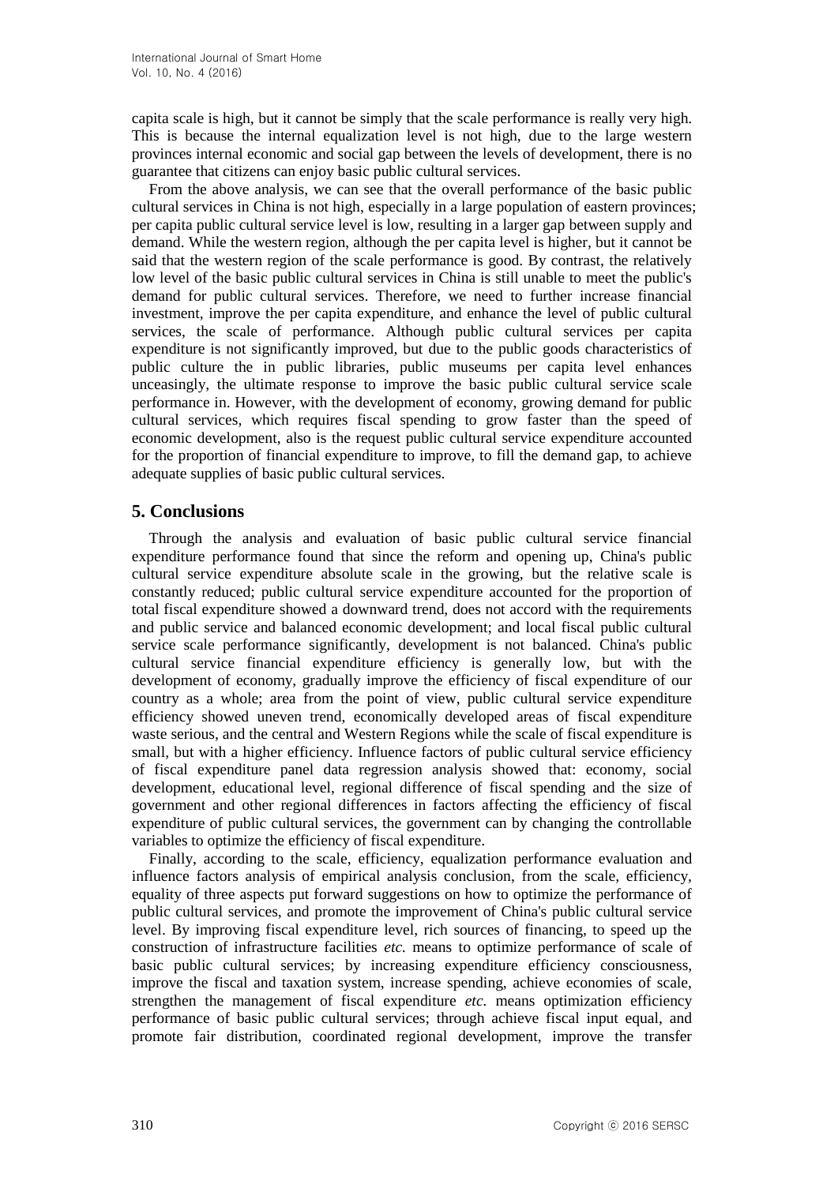capita scale is high, but it cannot be simply that the scale performance is really very high. This is because the internal equalization level is not high, due to the large western provinces internal economic and social gap between the levels of development, there is no guarantee that citizens can enjoy basic public cultural services.

From the above analysis, we can see that the overall performance of the basic public cultural services in China is not high, especially in a large population of eastern provinces; per capita public cultural service level is low, resulting in a larger gap between supply and demand. While the western region, although the per capita level is higher, but it cannot be said that the western region of the scale performance is good. By contrast, the relatively low level of the basic public cultural services in China is still unable to meet the public's demand for public cultural services. Therefore, we need to further increase financial investment, improve the per capita expenditure, and enhance the level of public cultural services, the scale of performance. Although public cultural services per capita expenditure is not significantly improved, but due to the public goods characteristics of public culture the in public libraries, public museums per capita level enhances unceasingly, the ultimate response to improve the basic public cultural service scale performance in. However, with the development of economy, growing demand for public cultural services, which requires fiscal spending to grow faster than the speed of economic development, also is the request public cultural service expenditure accounted for the proportion of financial expenditure to improve, to fill the demand gap, to achieve adequate supplies of basic public cultural services.

## 5. Conclusions

Through the analysis and evaluation of basic public cultural service financial expenditure performance found that since the reform and opening up, China's public cultural service expenditure absolute scale in the growing, but the relative scale is constantly reduced; public cultural service expenditure accounted for the proportion of total fiscal expenditure showed a downward trend, does not accord with the requirements and public service and balanced economic development; and local fiscal public cultural service scale performance significantly, development is not balanced. China's public cultural service financial expenditure efficiency is generally low, but with the development of economy, gradually improve the efficiency of fiscal expenditure of our country as a whole; area from the point of view, public cultural service expenditure efficiency showed uneven trend, economically developed areas of fiscal expenditure waste serious, and the central and Western Regions while the scale of fiscal expenditure is small, but with a higher efficiency. Influence factors of public cultural service efficiency of fiscal expenditure panel data regression analysis showed that: economy, social development, educational level, regional difference of fiscal spending and the size of government and other regional differences in factors affecting the efficiency of fiscal expenditure of public cultural services, the government can by changing the controllable variables to optimize the efficiency of fiscal expenditure.

Finally, according to the scale, efficiency, equalization performance evaluation and influence factors analysis of empirical analysis conclusion, from the scale, efficiency, equality of three aspects put forward suggestions on how to optimize the performance of public cultural services, and promote the improvement of China's public cultural service level. By improving fiscal expenditure level, rich sources of financing, to speed up the construction of infrastructure facilities *etc.* means to optimize performance of scale of basic public cultural services; by increasing expenditure efficiency consciousness, improve the fiscal and taxation system, increase spending, achieve economies of scale, strengthen the management of fiscal expenditure *etc.* means optimization efficiency performance of basic public cultural services; through achieve fiscal input equal, and promote fair distribution, coordinated regional development, improve the transfer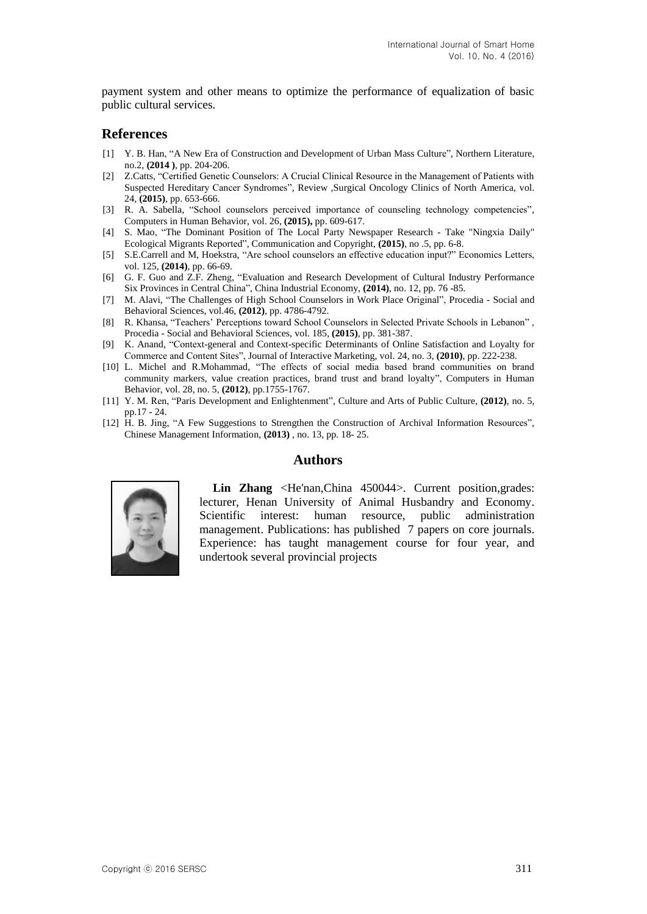payment system and other means to optimize the performance of equalization of basic public cultural services.

## References

[1] Y. B. Han, "A New Era of Construction and Development of Urban Mass Culture", Northern Literature, no.2, **(2014 )**, pp. 204-206.

[2] Z.Catts, "Certified Genetic Counselors: A Crucial Clinical Resource in the Management of Patients with Suspected Hereditary Cancer Syndromes", Review ,Surgical Oncology Clinics of North America, vol. 24, **(2015)**, pp. 653-666.

[3] R. A. Sabella, "School counselors perceived importance of counseling technology competencies", Computers in Human Behavior, vol. 26, **(2015),** pp. 609-617.

[4] S. Mao, "The Dominant Position of The Local Party Newspaper Research - Take "Ningxia Daily" Ecological Migrants Reported", Communication and Copyright, **(2015)**, no .5, pp. 6-8.

[5] S.E.Carrell and M, Hoekstra, "Are school counselors an effective education input?" Economics Letters, vol. 125, **(2014)**, pp. 66-69.

[6] G. F. Guo and Z.F. Zheng, "Evaluation and Research Development of Cultural Industry Performance Six Provinces in Central China", China Industrial Economy, **(2014)**, no. 12, pp. 76 -85.

[7] M. Alavi, "The Challenges of High School Counselors in Work Place Original", Procedia - Social and Behavioral Sciences, vol.46, **(2012)**, pp. 4786-4792.

[8] R. Khansa, "Teachers' Perceptions toward School Counselors in Selected Private Schools in Lebanon" , Procedia - Social and Behavioral Sciences, vol. 185, **(2015)**, pp. 381-387.

[9] K. Anand, "Context-general and Context-specific Determinants of Online Satisfaction and Loyalty for Commerce and Content Sites", Journal of Interactive Marketing, vol. 24, no. 3, **(2010)**, pp. 222-238.

[10] L. Michel and R.Mohammad, "The effects of social media based brand communities on brand community markers, value creation practices, brand trust and brand loyalty", Computers in Human Behavior, vol. 28, no. 5, **(2012)**, pp.1755-1767.

[11] Y. M. Ren, "Paris Development and Enlightenment", Culture and Arts of Public Culture, **(2012)**, no. 5, pp.17 - 24.

[12] H. B. Jing, "A Few Suggestions to Strengthen the Construction of Archival Information Resources", Chinese Management Information, **(2013)** , no. 13, pp. 18- 25.

## Authors

**Lin Zhang** <He'nan,China 450044>. Current position,grades: lecturer, Henan University of Animal Husbandry and Economy. Scientific interest: human resource, public administration management. Publications: has published 7 papers on core journals. Experience: has taught management course for four year, and undertook several provincial projects